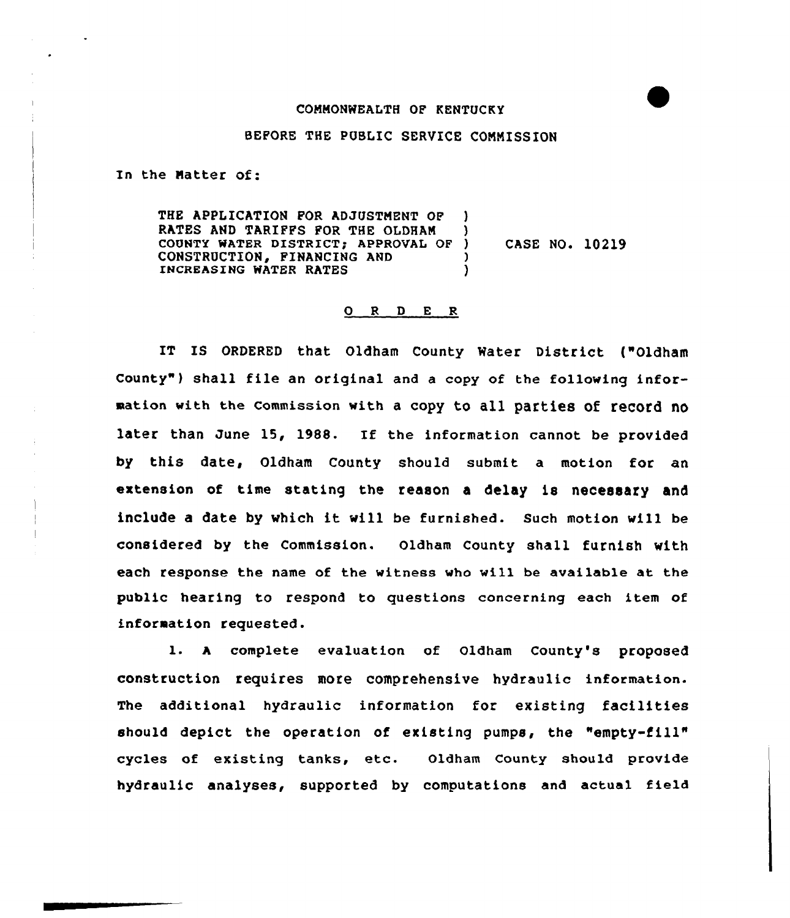COMMONWEALTH OF KENTUCKY

BEFORE THE PUBLIC SERVICE COMMISSION

In the Matter of:

THE APPLICATION FOR ADJUSTMENT OF RATES AND TARIFFS FOR THE OLDHAM COUNTY WATER DISTRICT; APPROVAL OF CONSTRUCTION, FINANCING AND INCREASING WATER RATES ) CASE NO. 10219

O R D E R

IT IS ORDERED that Oldham County Water District ("Oldham County") shall file an original and a copy of the following information with the Commission with a copy to all parties of record no later than June 15, 1988. If the information cannot be provided by this date, Oldham County should submit a motion for an extension of time stating the reason a delay is necessary and include a date by which it will be furnished. Such motion will be considered by the Commission. Oldham County shall furnish with each response the name of the witness who will be available at the public hearing to respond to questions concerning each item of information requested.

1. A complete evaluation of Oldham County's proposed construction requires more comprehensive hydraulic information. The additional hydraulic information for existing facilities should depict the operation of existing pumps, the "empty-fill" cycles of existing tanks, etc. Oldham County should provide hydraulic analyses, supported by computations and actual field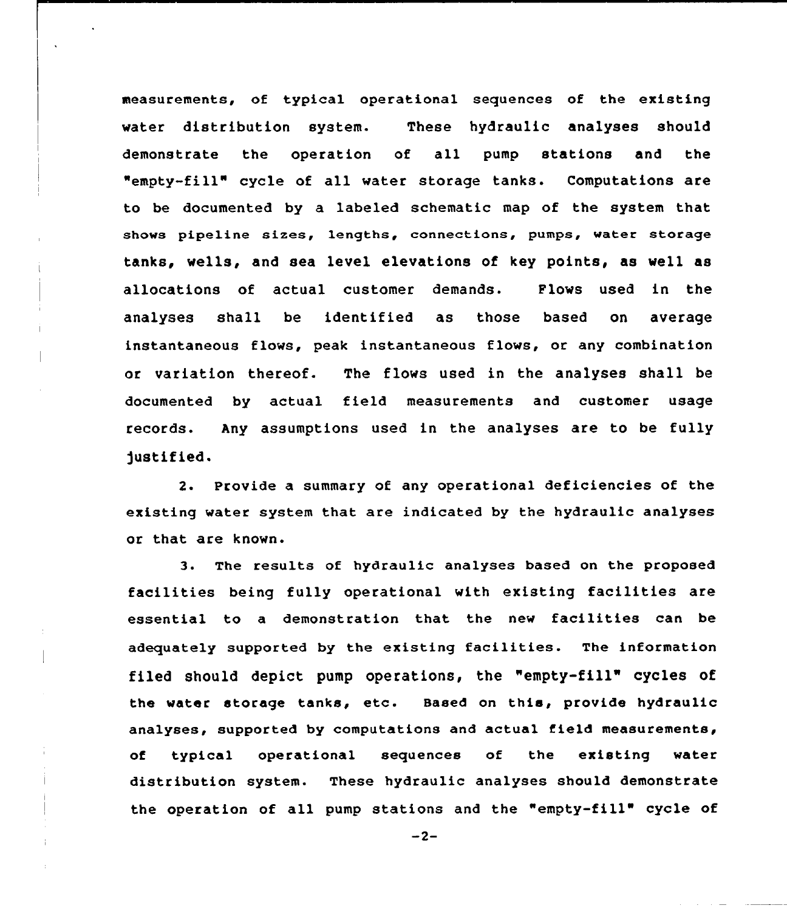measurements, of typical operational sequences of the existing water distribution system. These hydraulic analyses should demonstrate the operation of all pump stations and the "empty-fill" cycle of all water storage tanks. Computations are to be documented by a labeled schematic map of the system that shows pipeline sizes, lengths, connections, pumps, water storage tanks, wells, and sea level elevations of key points, as well as allocations of actual customer demands. Flows used in the analyses shall be identified as those based on average instantaneous flows, peak instantaneous flows, or any combination or variation thereof. The flows used in the analyses shall be documented by actual field measurements and customer usage records. Any assumptions used in the analyses are to be fully justified.

2. Provide a summary of any operational deficiencies of the existing water system that are indicated by the hydraulic analyses or that are known.

3. The results of hydraulic analyses based on the proposed facilities being fully operational with existing facilities are essential to a demonstration that the new facilities can be adequately supported by the existing facilities. The information filed should depict pump operations, the "empty-fill" cycles of the water storage tanks, etc. Based on this, provide hydraulic analyses, supported by computations and actual field measurements, of typical operational sequences of the existing water distribution system. These hydraulic analyses should demonstrate the operation of all pump stations and the "empty-fill" cycle of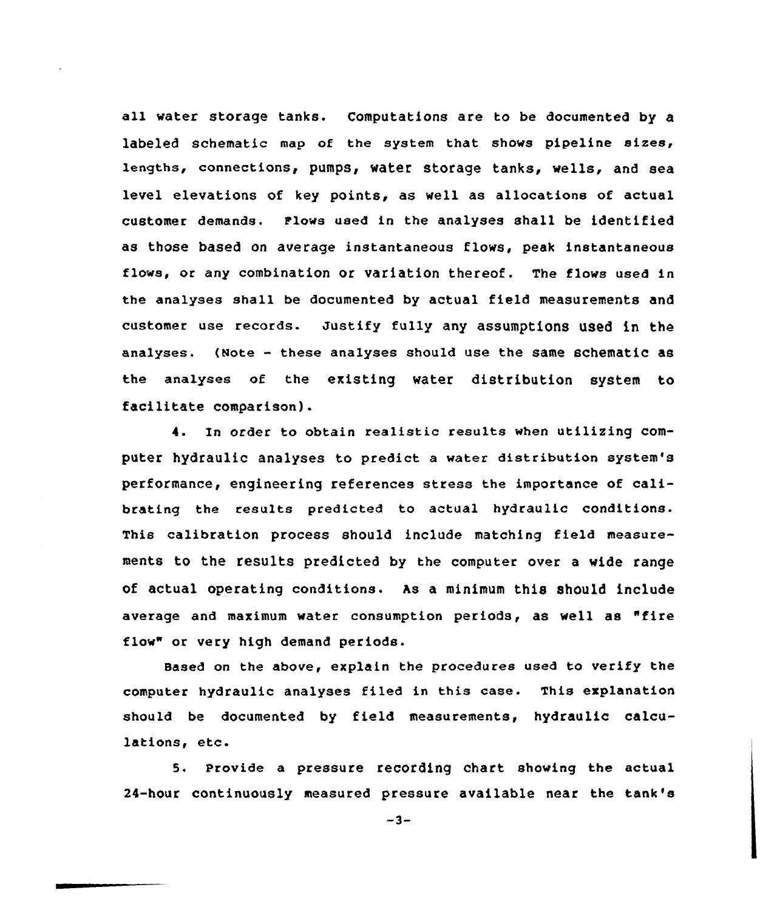all water storage tanks. Computations are to be documented by a labeled schematic map of the system that shows pipeline sizes, lengths, connections, pumps, water storage tanks, wells, and sea level elevations of key points, as well as allocations of actual customer demands. Flows used in the analyses shall be identified as those based on average instantaneous flows, peak instantaneous flows, or any combination or variation thereof. The flows used in the analyses shall be documented by actual field measurements and customer use records. Justify fully any assumptions used in the analyses. (Note - these analyses should use the same schematic as the analyses of the existing water distribution system to facilitate comparison).

4. In order to obtain realistic results when utilizing computer hydraulic analyses to predict a water distribution system's performance, engineering references stress the importance of calibrating the results predicted to actual hydraulic conditions. This calibration process should include matching field measurements to the results predicted by the computer over a wide range of actual operating conditions. As a minimum this should include average and maximum water consumption periods, as well as "fire flow" or very high demand periods.

Based on the above, explain the procedures used to verify the computer hydraulic analyses filed in this case. This explanation should be documented by field measurements, hydraulic calculations, etc.

5. Provide a pressure recording chart showing the actual 24-hour continuously measured pressure available near the tank's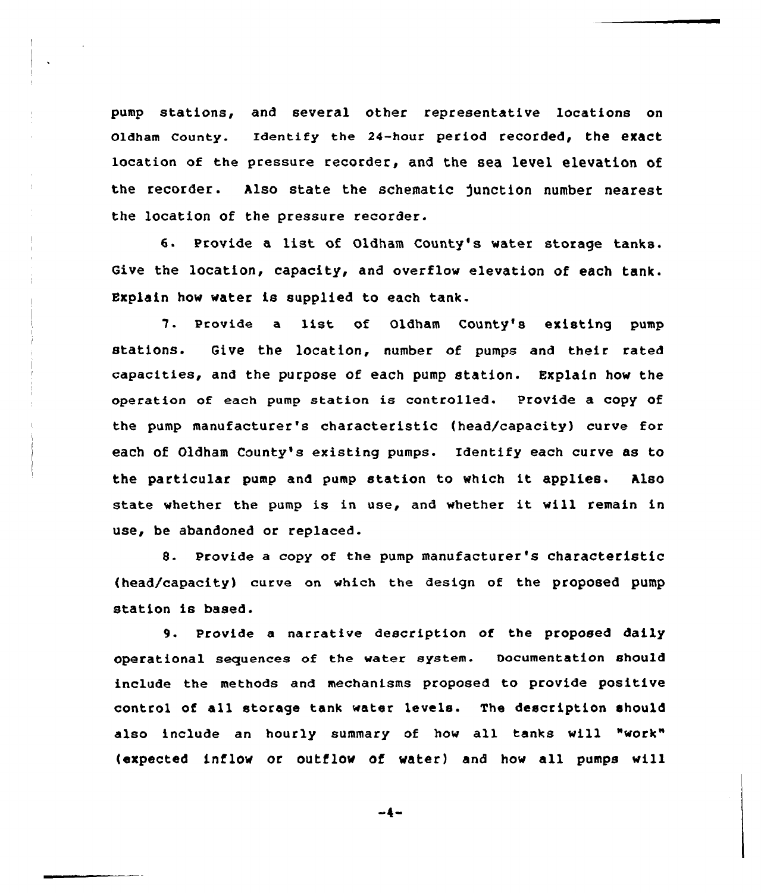pump stations, and several other representative locations on Oldham County. Identify the 24-hour period recorded, the exact location of the pressure recorder, and the sea level elevation of the recorder. Also state the schematic junction number nearest the location of the pressure recorder.

6. Provide a list of Oldham County's water storage tanks. Give the location, capacity, and overflow elevation of each tank. Explain how water is supplied to each tank.

7. Provide a list of Oldham County's existing pump stations. Give the location, number of pumps and their rated capacities, and the purpose of each pump station. Explain how the operation of each pump station is controlled. Provide a copy of the pump manufacturer's characteristic (head/capacity) curve for each of Oldham County's existing pumps. Identify each curve as to the particular pump and pump station to which it applies. Also state whether the pump is in use, and whether it will remain in use, be abandoned or replaced.

8. Provide a copy of the pump manufacturer's characteristic (head/capacity) curve on which the design of the proposed pump station is based.

9. Provide a narrative description of the proposed daily operational sequences of the water system. Documentation should include the methods and mechanisms proposed to provide positive control of all storage tank water levels. The description should also include an hourly summary of how all tanks will "work" (expected inflow or outflow of water) and how all pumps will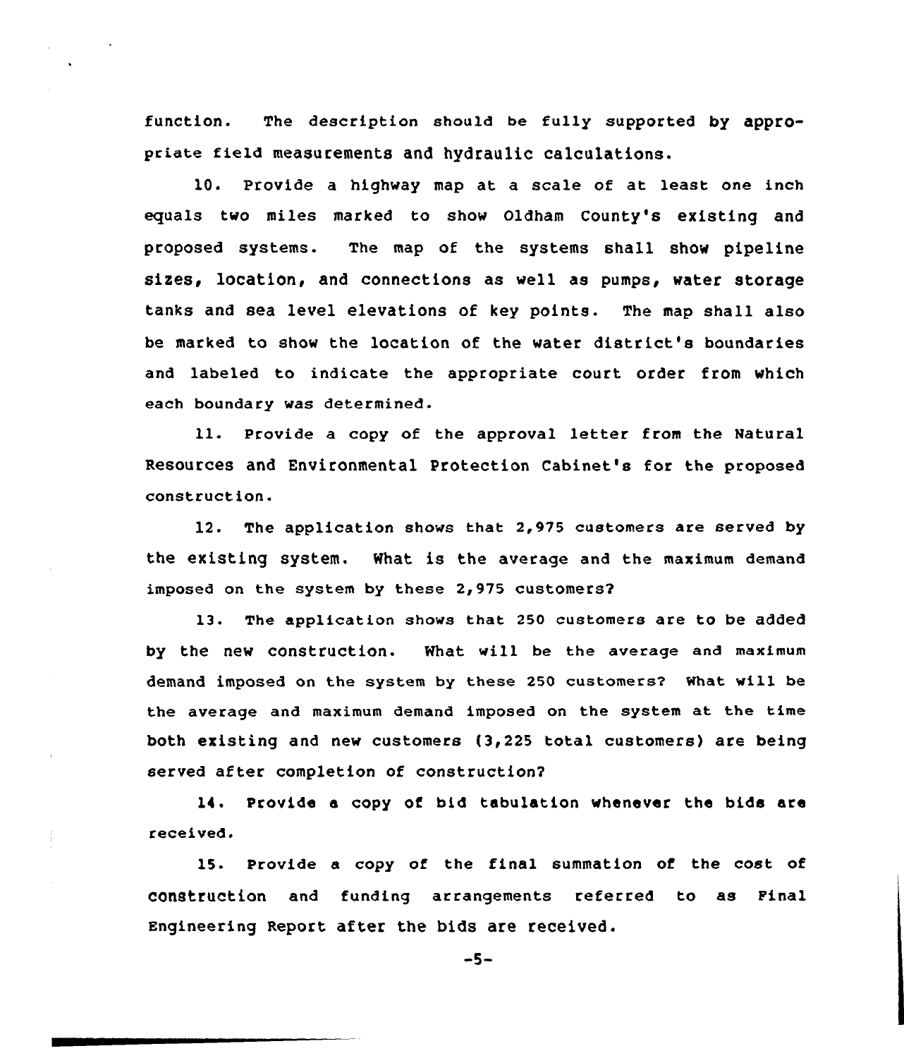function. The description should be fully supported by appropriate field measurements and hydraulic calculations.

10. Provide a highway map at a scale of at least one inch equals two miles marked to show Oldham County's existing and proposed systems. The map of the systems shall show pipeline sizes, location, and connections as well as pumps, water storage tanks and sea level elevations of key points. The map shall also be marked to show the location of the water district's boundaries and labeled to indicate the appropriate court order from which each boundary was determined.

11. Provide a copy of the approval letter from the Natural Resources and Environmental Protection Cabinet's for the proposed construction.

12. The application shows that 2,975 customers are served by the existing system. What is the average and the maximum demand imposed on the system by these 2,975 customers?

13. The application shows that 250 customers are to be added by the new construction. What will be the average and maximum demand imposed on the system by these 250 customers? What will be the average and maximum demand imposed on the system at the time both existing and new customers (3,225 total customers) are being served after completion of construction?

14. Provide a copy of bid tabulation whenever the bids are received.

15. Provide a copy of the final summation of the cost of construction and funding arrangements referred to as Final Engineering Report after the bids are received.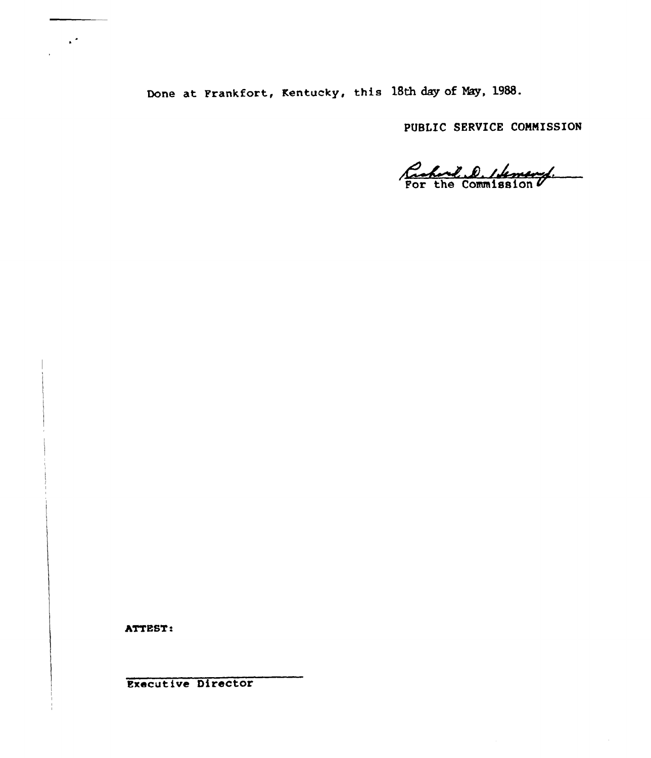Done at Frankfort, Kentucky, this 18th day of May, 1988.

PUBLIC SERVICE COMMISSION

Richard D. Heman Jr.
For the Commission

ATTEST:

Executive Director